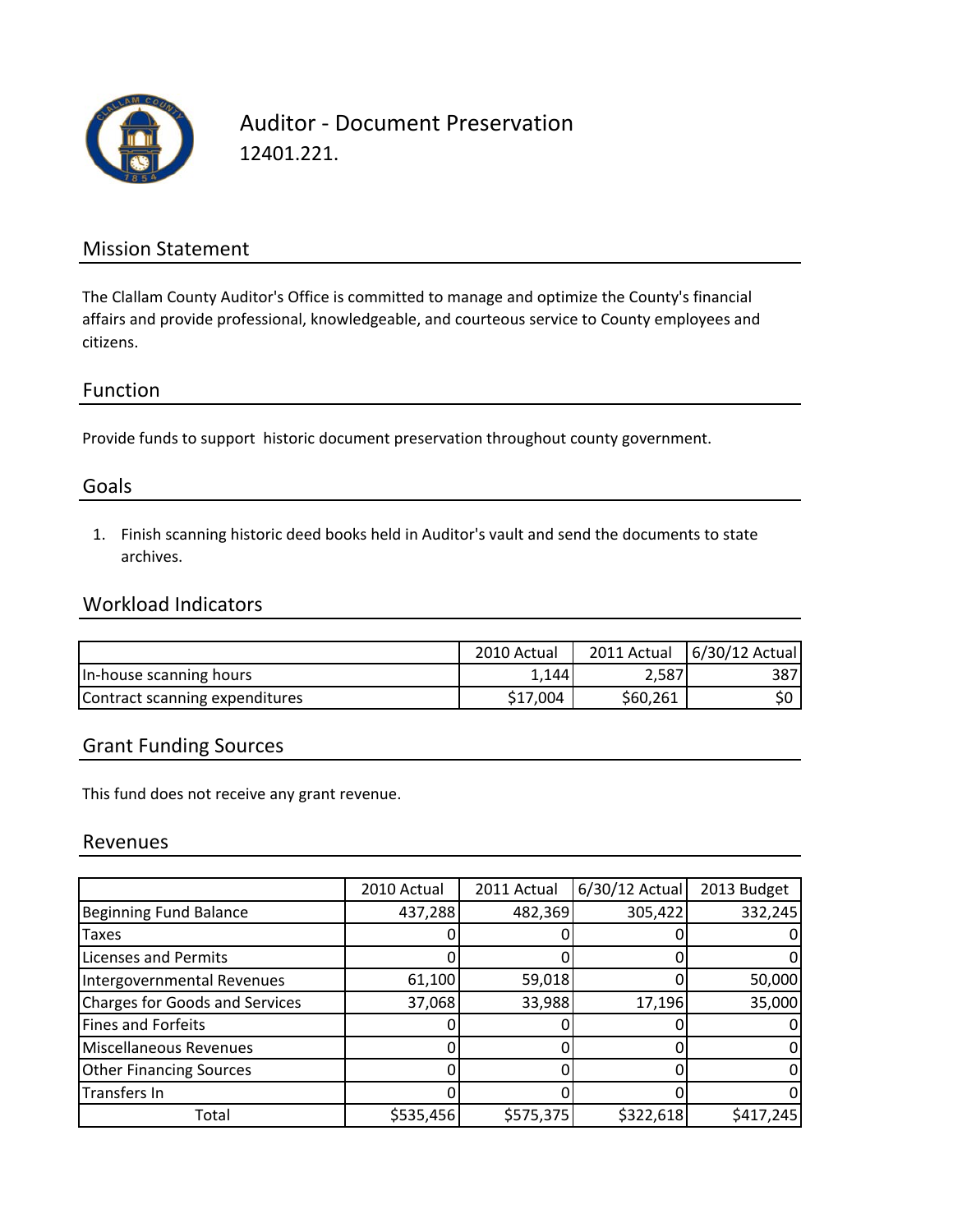# Auditor - Document Preservation

12401.221.

## Mission Statement

The Clallam County Auditor's Office is committed to manage and optimize the County's financial affairs and provide professional, knowledgeable, and courteous service to County employees and citizens.

## Function

Provide funds to support historic document preservation throughout county government.

## Goals

1. Finish scanning historic deed books held in Auditor's vault and send the documents to state archives.

## Workload Indicators

| | 2010 Actual | 2011 Actual | 6/30/12 Actual |
|---|---|---|---|
| In-house scanning hours | 1,144 | 2,587 | 387 |
| Contract scanning expenditures | $17,004 | $60,261 | $0 |

## Grant Funding Sources

This fund does not receive any grant revenue.

## Revenues

| | 2010 Actual | 2011 Actual | 6/30/12 Actual | 2013 Budget |
|---|---|---|---|---|
| Beginning Fund Balance | 437,288 | 482,369 | 305,422 | 332,245 |
| Taxes | 0 | 0 | 0 | 0 |
| Licenses and Permits | 0 | 0 | 0 | 0 |
| Intergovernmental Revenues | 61,100 | 59,018 | 0 | 50,000 |
| Charges for Goods and Services | 37,068 | 33,988 | 17,196 | 35,000 |
| Fines and Forfeits | 0 | 0 | 0 | 0 |
| Miscellaneous Revenues | 0 | 0 | 0 | 0 |
| Other Financing Sources | 0 | 0 | 0 | 0 |
| Transfers In | 0 | 0 | 0 | 0 |
| Total | $535,456 | $575,375 | $322,618 | $417,245 |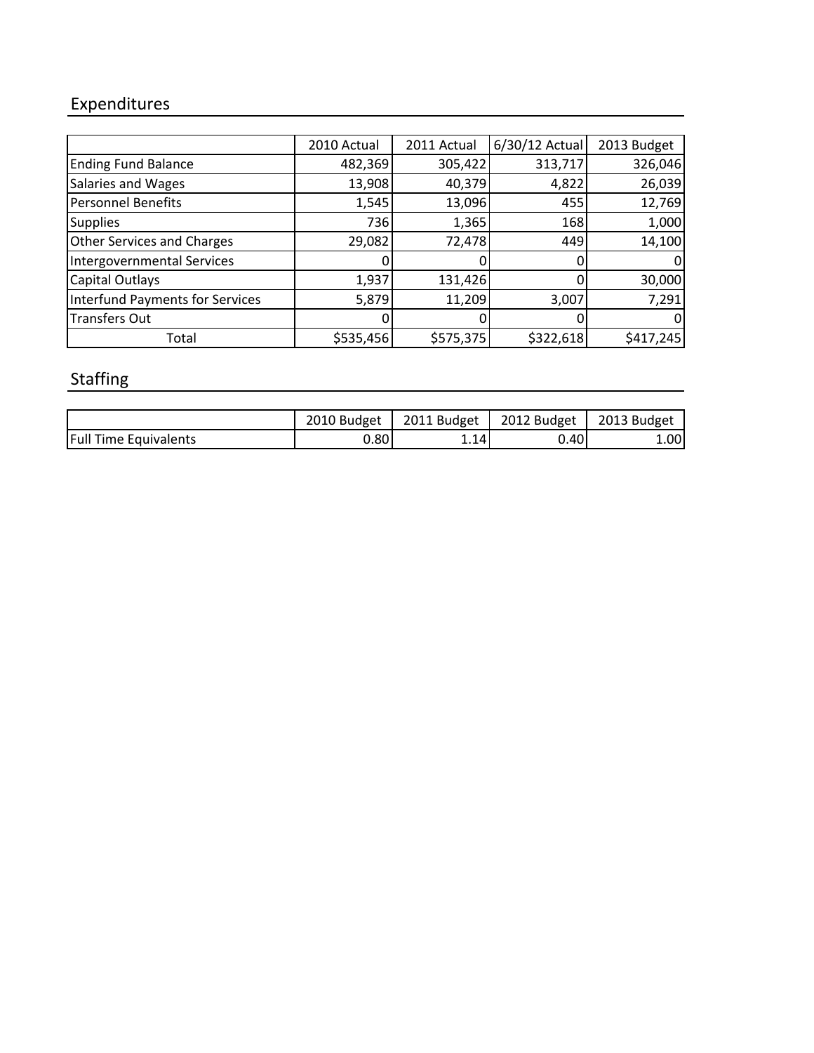## Expenditures

| | 2010 Actual | 2011 Actual | 6/30/12 Actual | 2013 Budget |
|---|---|---|---|---|
| Ending Fund Balance | 482,369 | 305,422 | 313,717 | 326,046 |
| Salaries and Wages | 13,908 | 40,379 | 4,822 | 26,039 |
| Personnel Benefits | 1,545 | 13,096 | 455 | 12,769 |
| Supplies | 736 | 1,365 | 168 | 1,000 |
| Other Services and Charges | 29,082 | 72,478 | 449 | 14,100 |
| Intergovernmental Services | 0 | 0 | 0 | 0 |
| Capital Outlays | 1,937 | 131,426 | 0 | 30,000 |
| Interfund Payments for Services | 5,879 | 11,209 | 3,007 | 7,291 |
| Transfers Out | 0 | 0 | 0 | 0 |
| Total | $535,456 | $575,375 | $322,618 | $417,245 |

## Staffing

| | 2010 Budget | 2011 Budget | 2012 Budget | 2013 Budget |
|---|---|---|---|---|
| Full Time Equivalents | 0.80 | 1.14 | 0.40 | 1.00 |